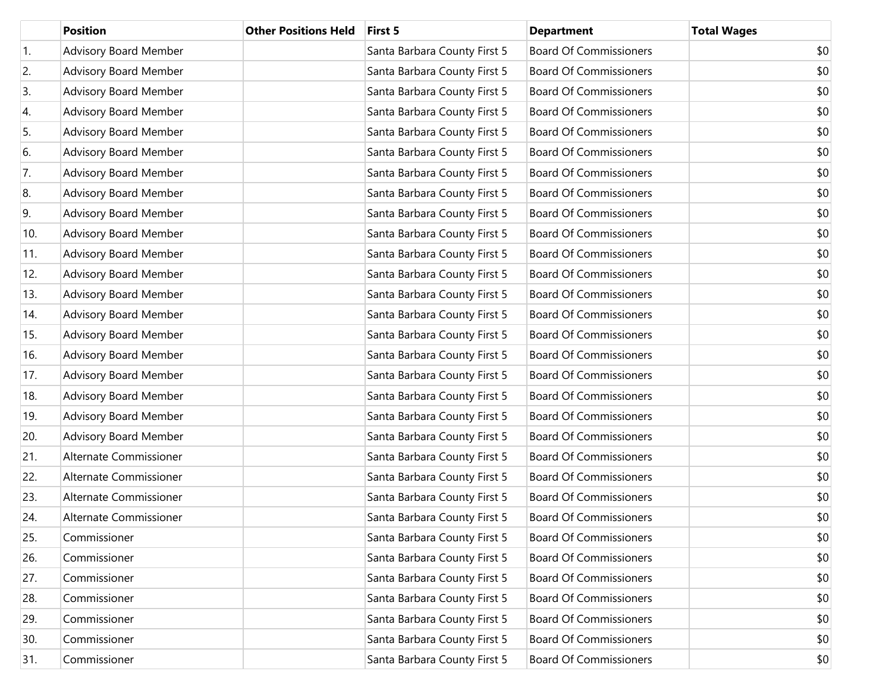| | Position | Other Positions Held | First 5 | Department | Total Wages |
|---|---|---|---|---|---|
| 1. | Advisory Board Member | | Santa Barbara County First 5 | Board Of Commissioners | $0 |
| 2. | Advisory Board Member | | Santa Barbara County First 5 | Board Of Commissioners | $0 |
| 3. | Advisory Board Member | | Santa Barbara County First 5 | Board Of Commissioners | $0 |
| 4. | Advisory Board Member | | Santa Barbara County First 5 | Board Of Commissioners | $0 |
| 5. | Advisory Board Member | | Santa Barbara County First 5 | Board Of Commissioners | $0 |
| 6. | Advisory Board Member | | Santa Barbara County First 5 | Board Of Commissioners | $0 |
| 7. | Advisory Board Member | | Santa Barbara County First 5 | Board Of Commissioners | $0 |
| 8. | Advisory Board Member | | Santa Barbara County First 5 | Board Of Commissioners | $0 |
| 9. | Advisory Board Member | | Santa Barbara County First 5 | Board Of Commissioners | $0 |
| 10. | Advisory Board Member | | Santa Barbara County First 5 | Board Of Commissioners | $0 |
| 11. | Advisory Board Member | | Santa Barbara County First 5 | Board Of Commissioners | $0 |
| 12. | Advisory Board Member | | Santa Barbara County First 5 | Board Of Commissioners | $0 |
| 13. | Advisory Board Member | | Santa Barbara County First 5 | Board Of Commissioners | $0 |
| 14. | Advisory Board Member | | Santa Barbara County First 5 | Board Of Commissioners | $0 |
| 15. | Advisory Board Member | | Santa Barbara County First 5 | Board Of Commissioners | $0 |
| 16. | Advisory Board Member | | Santa Barbara County First 5 | Board Of Commissioners | $0 |
| 17. | Advisory Board Member | | Santa Barbara County First 5 | Board Of Commissioners | $0 |
| 18. | Advisory Board Member | | Santa Barbara County First 5 | Board Of Commissioners | $0 |
| 19. | Advisory Board Member | | Santa Barbara County First 5 | Board Of Commissioners | $0 |
| 20. | Advisory Board Member | | Santa Barbara County First 5 | Board Of Commissioners | $0 |
| 21. | Alternate Commissioner | | Santa Barbara County First 5 | Board Of Commissioners | $0 |
| 22. | Alternate Commissioner | | Santa Barbara County First 5 | Board Of Commissioners | $0 |
| 23. | Alternate Commissioner | | Santa Barbara County First 5 | Board Of Commissioners | $0 |
| 24. | Alternate Commissioner | | Santa Barbara County First 5 | Board Of Commissioners | $0 |
| 25. | Commissioner | | Santa Barbara County First 5 | Board Of Commissioners | $0 |
| 26. | Commissioner | | Santa Barbara County First 5 | Board Of Commissioners | $0 |
| 27. | Commissioner | | Santa Barbara County First 5 | Board Of Commissioners | $0 |
| 28. | Commissioner | | Santa Barbara County First 5 | Board Of Commissioners | $0 |
| 29. | Commissioner | | Santa Barbara County First 5 | Board Of Commissioners | $0 |
| 30. | Commissioner | | Santa Barbara County First 5 | Board Of Commissioners | $0 |
| 31. | Commissioner | | Santa Barbara County First 5 | Board Of Commissioners | $0 |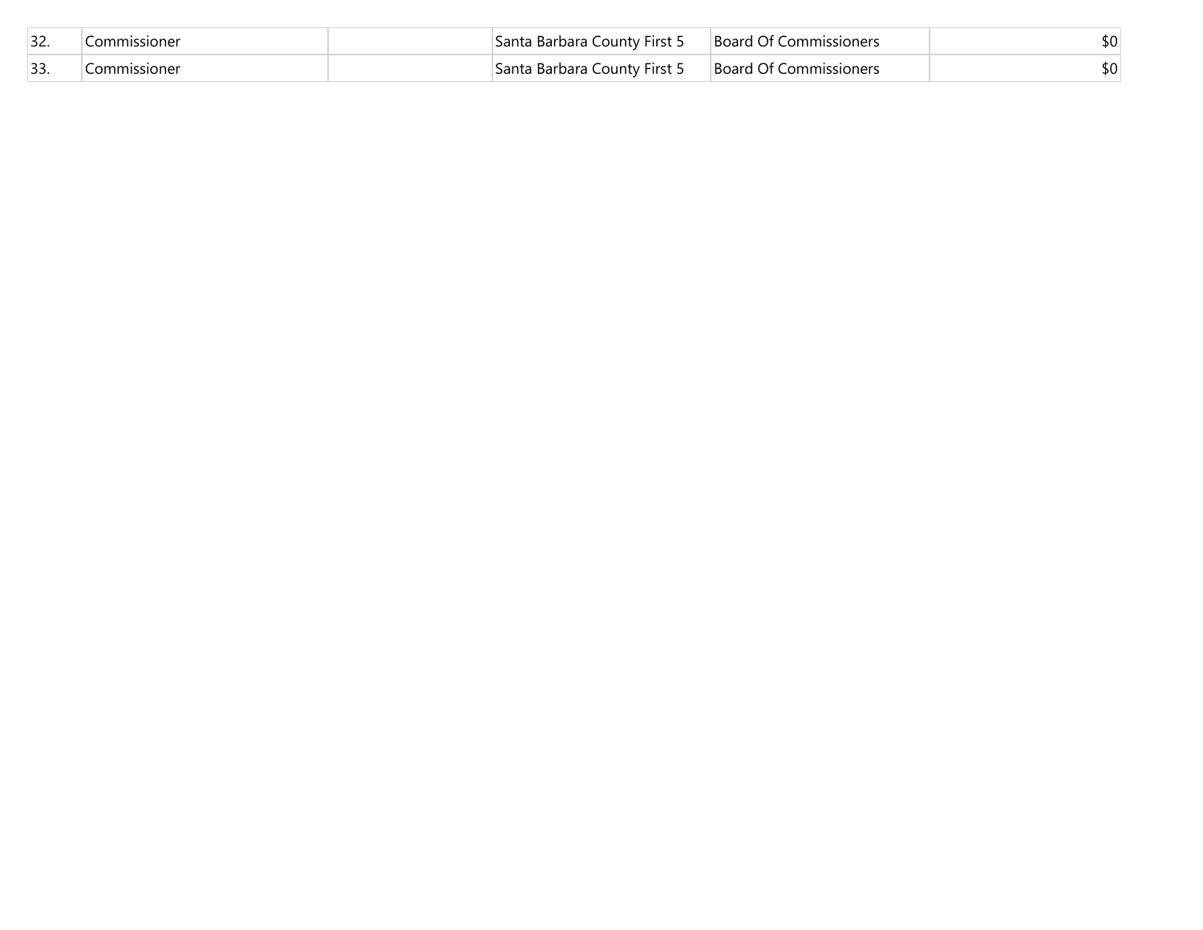| | | | | | |
|---|---|---|---|---|---|
| 32. | Commissioner | | Santa Barbara County First 5 | Board Of Commissioners | $0 |
| 33. | Commissioner | | Santa Barbara County First 5 | Board Of Commissioners | $0 |